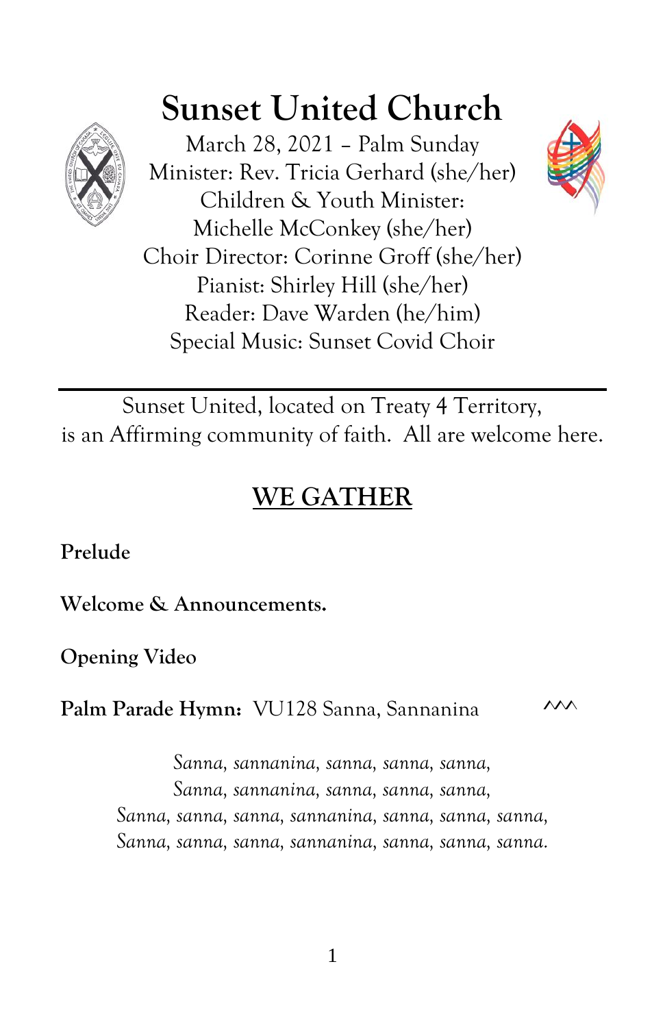# Sunset United Church

March 28, 2021 – Palm Sunday
Minister: Rev. Tricia Gerhard (she/her)
Children & Youth Minister:
Michelle McConkey (she/her)
Choir Director: Corinne Groff (she/her)
Pianist: Shirley Hill (she/her)
Reader: Dave Warden (he/him)
Special Music: Sunset Covid Choir

---

Sunset United, located on Treaty 4 Territory,
is an Affirming community of faith. All are welcome here.

## WE GATHER

**Prelude**

**Welcome & Announcements.**

**Opening Video**

**Palm Parade Hymn:** VU128 Sanna, Sannanina

*Sanna, sannanina, sanna, sanna, sanna,*
*Sanna, sannanina, sanna, sanna, sanna,*
*Sanna, sanna, sanna, sannanina, sanna, sanna, sanna,*
*Sanna, sanna, sanna, sannanina, sanna, sanna, sanna.*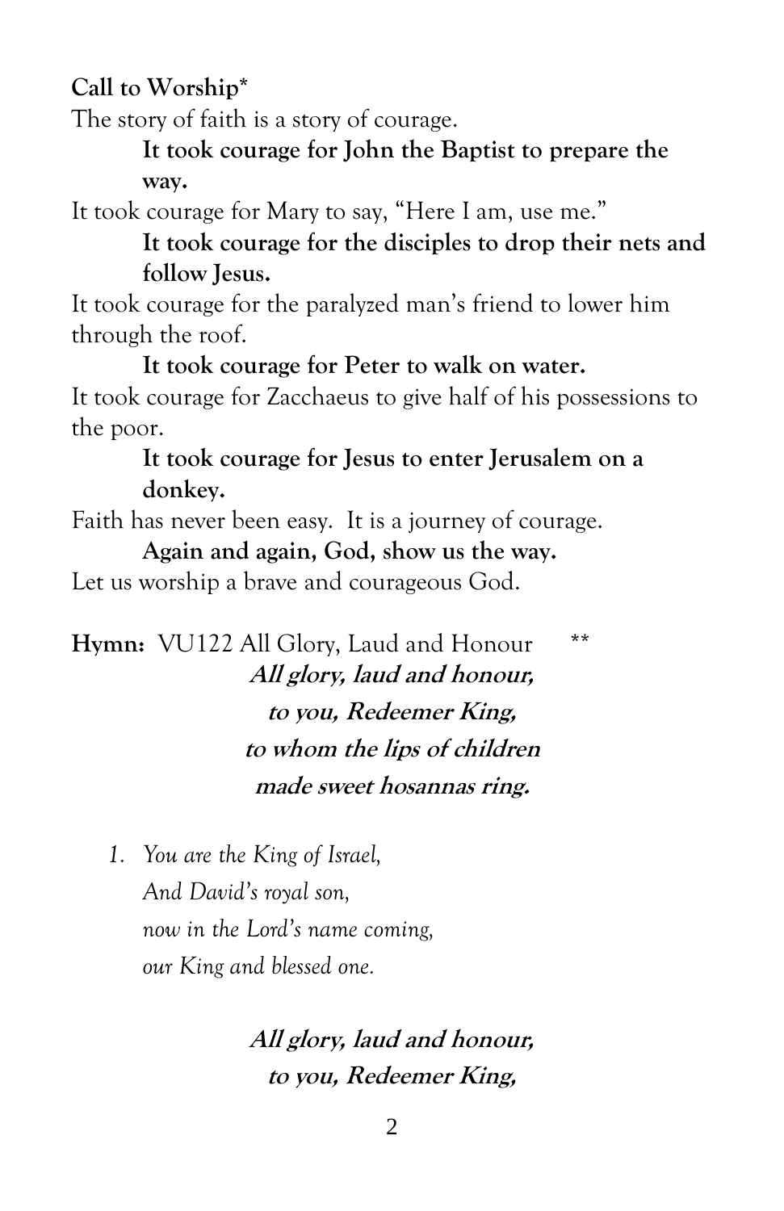**Call to Worship***

The story of faith is a story of courage.

> **It took courage for John the Baptist to prepare the way.**

It took courage for Mary to say, "Here I am, use me."

> **It took courage for the disciples to drop their nets and follow Jesus.**

It took courage for the paralyzed man's friend to lower him through the roof.

> **It took courage for Peter to walk on water.**

It took courage for Zacchaeus to give half of his possessions to the poor.

> **It took courage for Jesus to enter Jerusalem on a donkey.**

Faith has never been easy. It is a journey of courage.

> **Again and again, God, show us the way.**

Let us worship a brave and courageous God.

**Hymn:** VU122 All Glory, Laud and Honour **

***All glory, laud and honour,***
***to you, Redeemer King,***
***to whom the lips of children***
***made sweet hosannas ring.***

1. *You are the King of Israel,*
   *And David's royal son,*
   *now in the Lord's name coming,*
   *our King and blessed one.*

***All glory, laud and honour,***
***to you, Redeemer King,***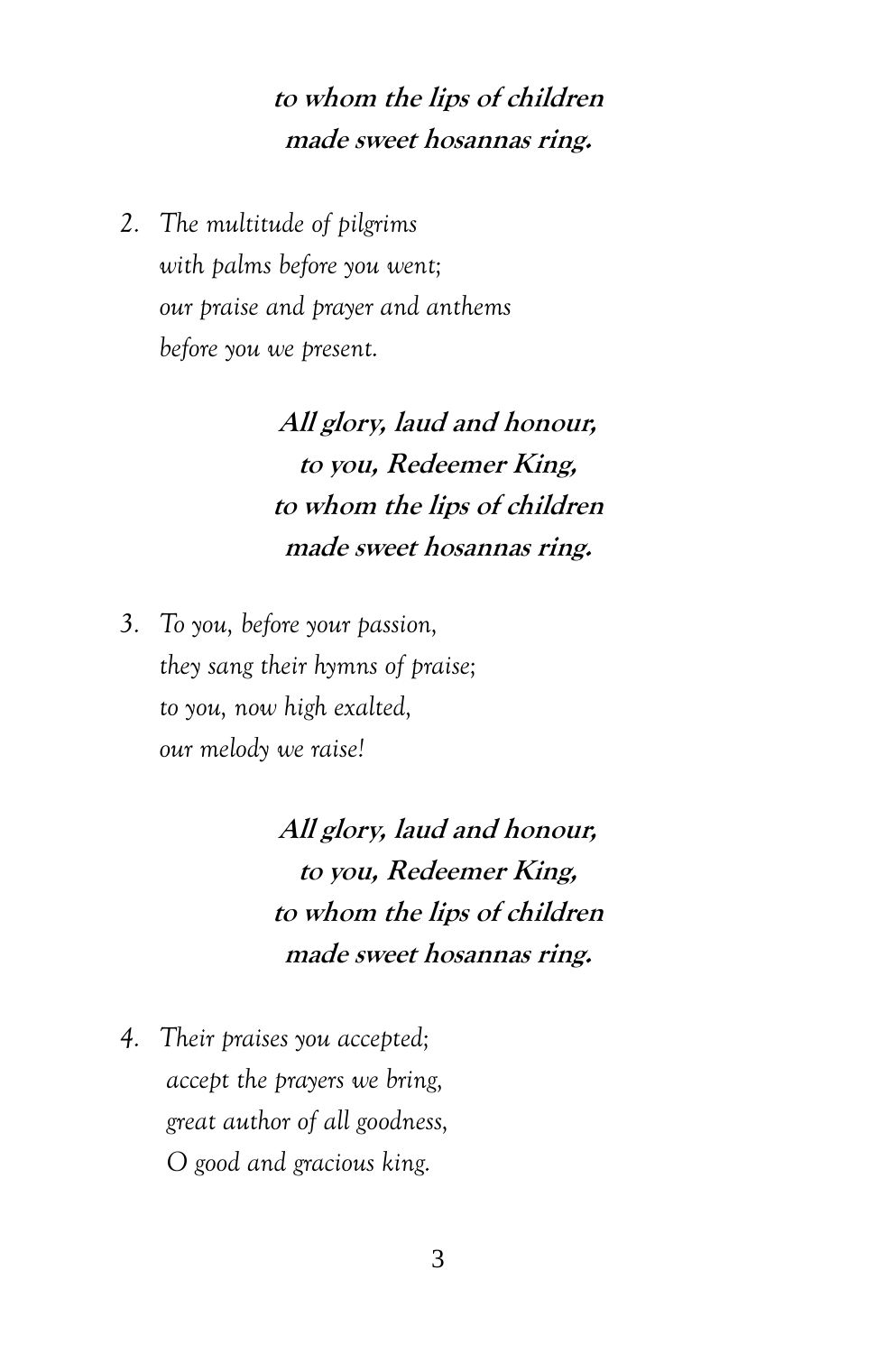**to whom the lips of children**
**made sweet hosannas ring.**

2. *The multitude of pilgrims*
   *with palms before you went;*
   *our praise and prayer and anthems*
   *before you we present.*

**All glory, laud and honour,**
**to you, Redeemer King,**
**to whom the lips of children**
**made sweet hosannas ring.**

3. *To you, before your passion,*
   *they sang their hymns of praise;*
   *to you, now high exalted,*
   *our melody we raise!*

**All glory, laud and honour,**
**to you, Redeemer King,**
**to whom the lips of children**
**made sweet hosannas ring.**

4. *Their praises you accepted;*
   *accept the prayers we bring,*
   *great author of all goodness,*
   *O good and gracious king.*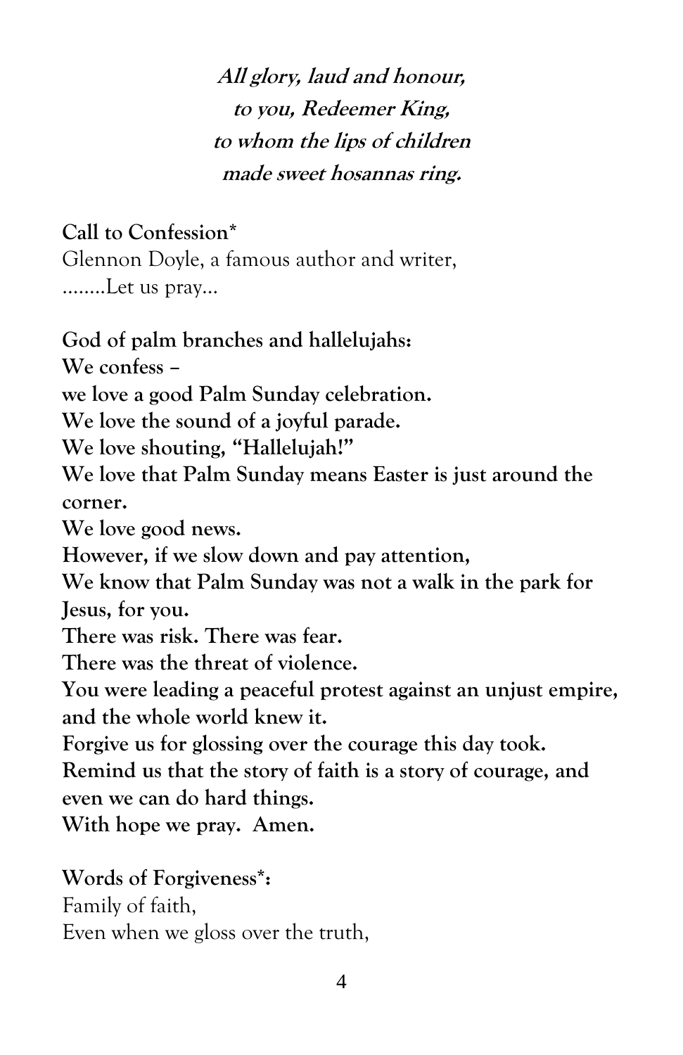***All glory, laud and honour,***
***to you, Redeemer King,***
***to whom the lips of children***
***made sweet hosannas ring.***

**Call to Confession***
Glennon Doyle, a famous author and writer,
........Let us pray...

**God of palm branches and hallelujahs:**
**We confess –**
**we love a good Palm Sunday celebration.**
**We love the sound of a joyful parade.**
**We love shouting, "Hallelujah!"**
**We love that Palm Sunday means Easter is just around the corner.**
**We love good news.**
**However, if we slow down and pay attention,**
**We know that Palm Sunday was not a walk in the park for Jesus, for you.**
**There was risk. There was fear.**
**There was the threat of violence.**
**You were leading a peaceful protest against an unjust empire, and the whole world knew it.**
**Forgive us for glossing over the courage this day took.**
**Remind us that the story of faith is a story of courage, and even we can do hard things.**
**With hope we pray. Amen.**

**Words of Forgiveness*:**
Family of faith,
Even when we gloss over the truth,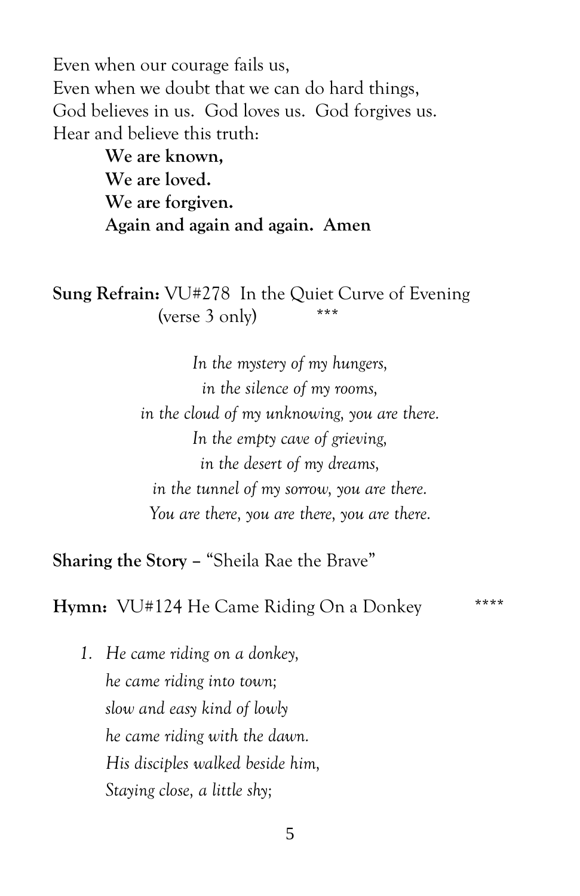Even when our courage fails us,
Even when we doubt that we can do hard things,
God believes in us. God loves us. God forgives us.
Hear and believe this truth:

> **We are known,**
> **We are loved.**
> **We are forgiven.**
> **Again and again and again. Amen**

**Sung Refrain:** VU#278 In the Quiet Curve of Evening (verse 3 only) \*\*\*

*In the mystery of my hungers,*
*in the silence of my rooms,*
*in the cloud of my unknowing, you are there.*
*In the empty cave of grieving,*
*in the desert of my dreams,*
*in the tunnel of my sorrow, you are there.*
*You are there, you are there, you are there.*

**Sharing the Story –** "Sheila Rae the Brave"

**Hymn:** VU#124 He Came Riding On a Donkey \*\*\*\*

1. *He came riding on a donkey,*
   *he came riding into town;*
   *slow and easy kind of lowly*
   *he came riding with the dawn.*
   *His disciples walked beside him,*
   *Staying close, a little shy;*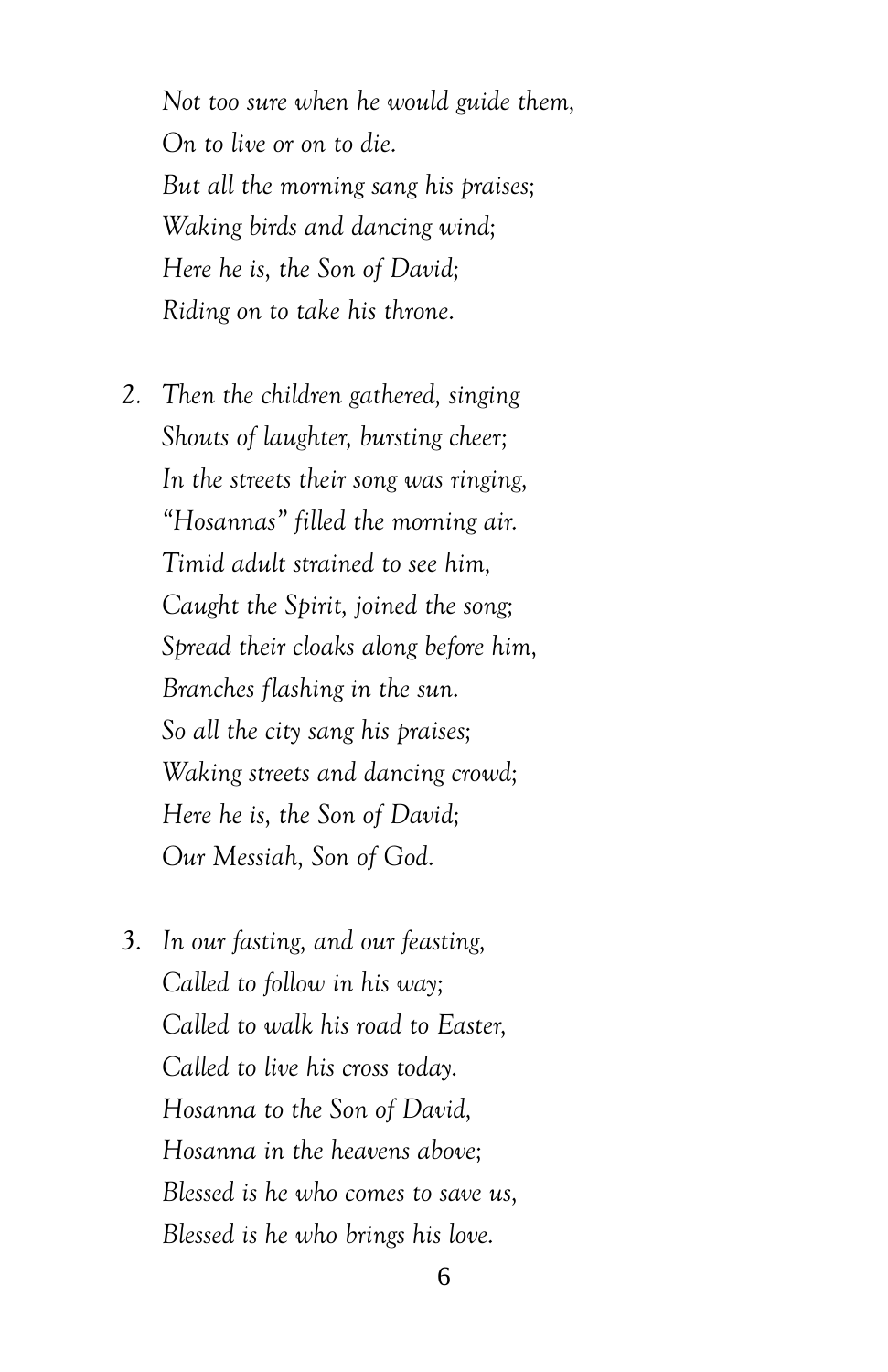*Not too sure when he would guide them,*
*On to live or on to die.*
*But all the morning sang his praises;*
*Waking birds and dancing wind;*
*Here he is, the Son of David;*
*Riding on to take his throne.*

2. *Then the children gathered, singing*
   *Shouts of laughter, bursting cheer;*
   *In the streets their song was ringing,*
   *"Hosannas" filled the morning air.*
   *Timid adult strained to see him,*
   *Caught the Spirit, joined the song;*
   *Spread their cloaks along before him,*
   *Branches flashing in the sun.*
   *So all the city sang his praises;*
   *Waking streets and dancing crowd;*
   *Here he is, the Son of David;*
   *Our Messiah, Son of God.*

3. *In our fasting, and our feasting,*
   *Called to follow in his way;*
   *Called to walk his road to Easter,*
   *Called to live his cross today.*
   *Hosanna to the Son of David,*
   *Hosanna in the heavens above;*
   *Blessed is he who comes to save us,*
   *Blessed is he who brings his love.*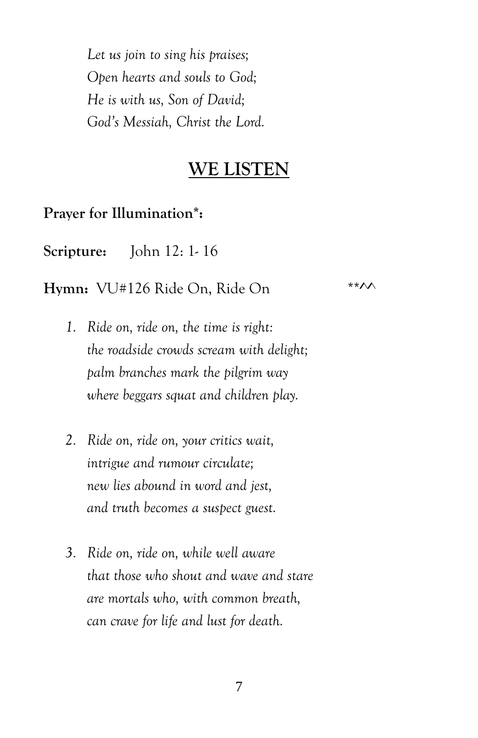*Let us join to sing his praises;*
*Open hearts and souls to God;*
*He is with us, Son of David;*
*God's Messiah, Christ the Lord.*

## WE LISTEN

**Prayer for Illumination*:**

**Scripture:** John 12: 1- 16

**Hymn:** VU#126 Ride On, Ride On **^^

1. *Ride on, ride on, the time is right:*
   *the roadside crowds scream with delight;*
   *palm branches mark the pilgrim way*
   *where beggars squat and children play.*

2. *Ride on, ride on, your critics wait,*
   *intrigue and rumour circulate;*
   *new lies abound in word and jest,*
   *and truth becomes a suspect guest.*

3. *Ride on, ride on, while well aware*
   *that those who shout and wave and stare*
   *are mortals who, with common breath,*
   *can crave for life and lust for death.*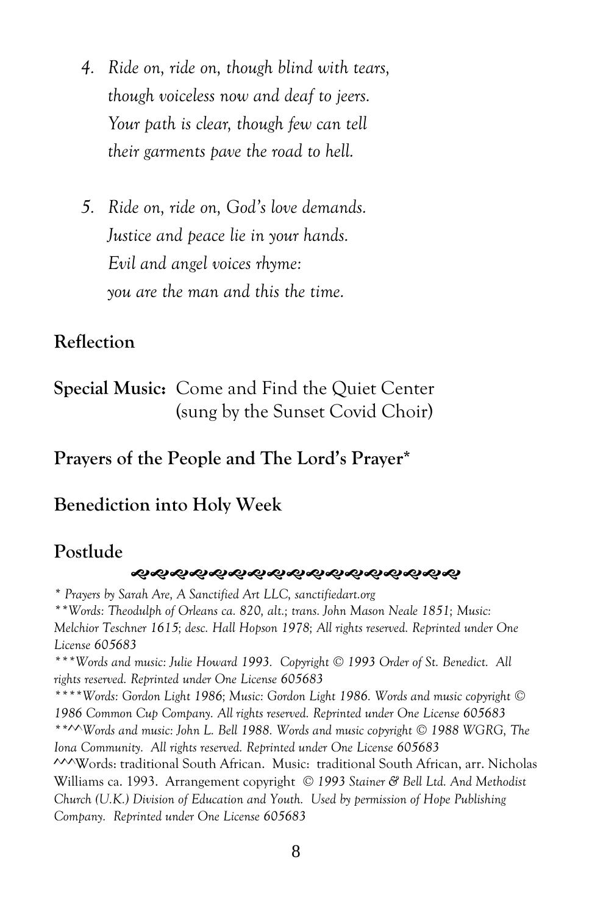4. *Ride on, ride on, though blind with tears,*
   *though voiceless now and deaf to jeers.*
   *Your path is clear, though few can tell*
   *their garments pave the road to hell.*

5. *Ride on, ride on, God's love demands.*
   *Justice and peace lie in your hands.*
   *Evil and angel voices rhyme:*
   *you are the man and this the time.*

## Reflection

**Special Music:** Come and Find the Quiet Center (sung by the Sunset Covid Choir)

## Prayers of the People and The Lord's Prayer*

## Benediction into Holy Week

## Postlude

*\* Prayers by Sarah Are, A Sanctified Art LLC, sanctifiedart.org*

*\*\*Words: Theodulph of Orleans ca. 820, alt.; trans. John Mason Neale 1851; Music: Melchior Teschner 1615; desc. Hall Hopson 1978; All rights reserved. Reprinted under One License 605683*

*\*\*\*Words and music: Julie Howard 1993. Copyright © 1993 Order of St. Benedict. All rights reserved. Reprinted under One License 605683*

*\*\*\*\*Words: Gordon Light 1986; Music: Gordon Light 1986. Words and music copyright © 1986 Common Cup Company. All rights reserved. Reprinted under One License 605683*

*\*\*^^Words and music: John L. Bell 1988. Words and music copyright © 1988 WGRG, The Iona Community. All rights reserved. Reprinted under One License 605683*

^^^Words: traditional South African. Music: traditional South African, arr. Nicholas Williams ca. 1993. Arrangement copyright *© 1993 Stainer & Bell Ltd. And Methodist Church (U.K.) Division of Education and Youth. Used by permission of Hope Publishing Company. Reprinted under One License 605683*